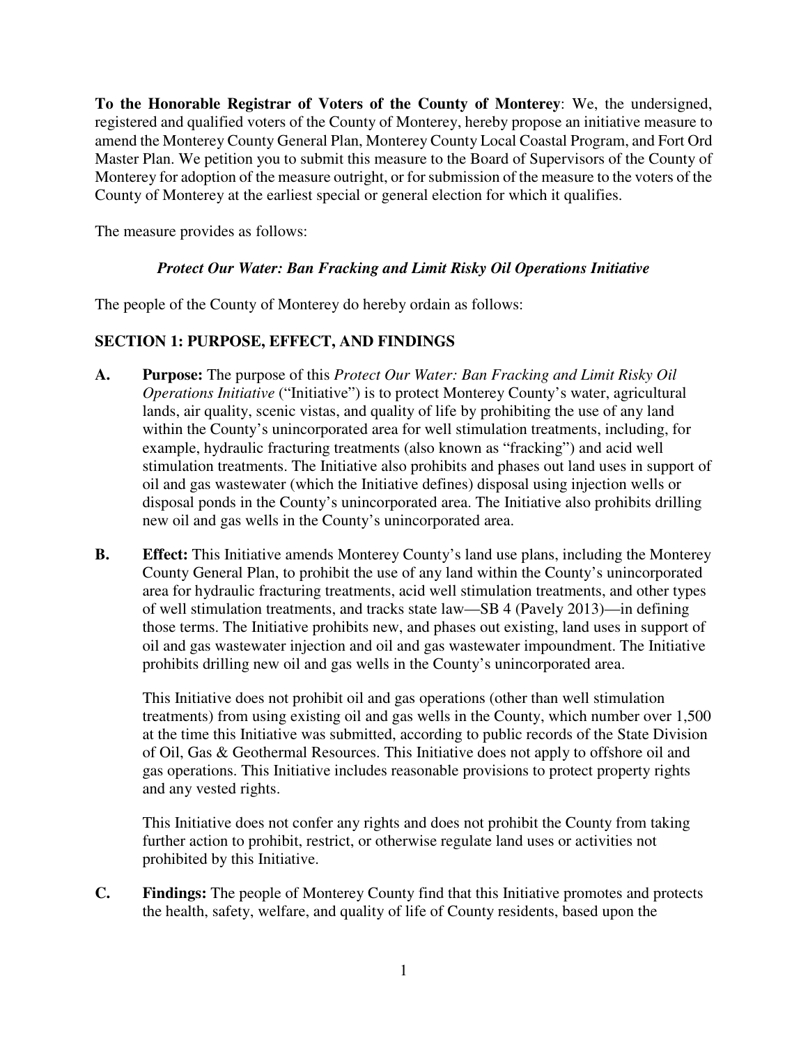**To the Honorable Registrar of Voters of the County of Monterey**: We, the undersigned, registered and qualified voters of the County of Monterey, hereby propose an initiative measure to amend the Monterey County General Plan, Monterey County Local Coastal Program, and Fort Ord Master Plan. We petition you to submit this measure to the Board of Supervisors of the County of Monterey for adoption of the measure outright, or for submission of the measure to the voters of the County of Monterey at the earliest special or general election for which it qualifies.

The measure provides as follows:

***Protect Our Water: Ban Fracking and Limit Risky Oil Operations Initiative***

The people of the County of Monterey do hereby ordain as follows:

## SECTION 1: PURPOSE, EFFECT, AND FINDINGS

**A.** **Purpose:** The purpose of this *Protect Our Water: Ban Fracking and Limit Risky Oil Operations Initiative* ("Initiative") is to protect Monterey County's water, agricultural lands, air quality, scenic vistas, and quality of life by prohibiting the use of any land within the County's unincorporated area for well stimulation treatments, including, for example, hydraulic fracturing treatments (also known as "fracking") and acid well stimulation treatments. The Initiative also prohibits and phases out land uses in support of oil and gas wastewater (which the Initiative defines) disposal using injection wells or disposal ponds in the County's unincorporated area. The Initiative also prohibits drilling new oil and gas wells in the County's unincorporated area.

**B.** **Effect:** This Initiative amends Monterey County's land use plans, including the Monterey County General Plan, to prohibit the use of any land within the County's unincorporated area for hydraulic fracturing treatments, acid well stimulation treatments, and other types of well stimulation treatments, and tracks state law—SB 4 (Pavely 2013)—in defining those terms. The Initiative prohibits new, and phases out existing, land uses in support of oil and gas wastewater injection and oil and gas wastewater impoundment. The Initiative prohibits drilling new oil and gas wells in the County's unincorporated area.

This Initiative does not prohibit oil and gas operations (other than well stimulation treatments) from using existing oil and gas wells in the County, which number over 1,500 at the time this Initiative was submitted, according to public records of the State Division of Oil, Gas & Geothermal Resources. This Initiative does not apply to offshore oil and gas operations. This Initiative includes reasonable provisions to protect property rights and any vested rights.

This Initiative does not confer any rights and does not prohibit the County from taking further action to prohibit, restrict, or otherwise regulate land uses or activities not prohibited by this Initiative.

**C.** **Findings:** The people of Monterey County find that this Initiative promotes and protects the health, safety, welfare, and quality of life of County residents, based upon the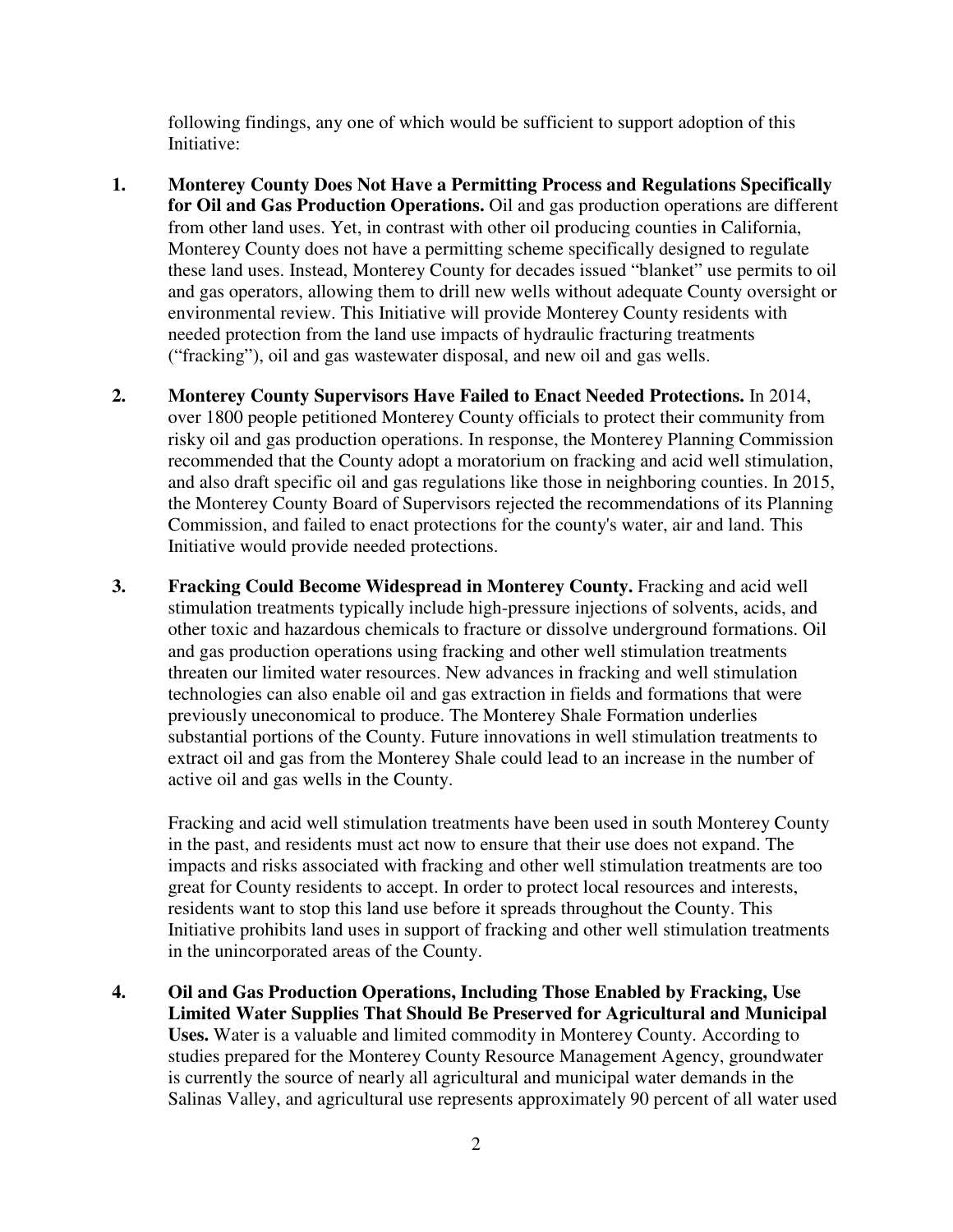following findings, any one of which would be sufficient to support adoption of this Initiative:

1. **Monterey County Does Not Have a Permitting Process and Regulations Specifically for Oil and Gas Production Operations.** Oil and gas production operations are different from other land uses. Yet, in contrast with other oil producing counties in California, Monterey County does not have a permitting scheme specifically designed to regulate these land uses. Instead, Monterey County for decades issued "blanket" use permits to oil and gas operators, allowing them to drill new wells without adequate County oversight or environmental review. This Initiative will provide Monterey County residents with needed protection from the land use impacts of hydraulic fracturing treatments ("fracking"), oil and gas wastewater disposal, and new oil and gas wells.

2. **Monterey County Supervisors Have Failed to Enact Needed Protections.** In 2014, over 1800 people petitioned Monterey County officials to protect their community from risky oil and gas production operations. In response, the Monterey Planning Commission recommended that the County adopt a moratorium on fracking and acid well stimulation, and also draft specific oil and gas regulations like those in neighboring counties. In 2015, the Monterey County Board of Supervisors rejected the recommendations of its Planning Commission, and failed to enact protections for the county's water, air and land. This Initiative would provide needed protections.

3. **Fracking Could Become Widespread in Monterey County.** Fracking and acid well stimulation treatments typically include high-pressure injections of solvents, acids, and other toxic and hazardous chemicals to fracture or dissolve underground formations. Oil and gas production operations using fracking and other well stimulation treatments threaten our limited water resources. New advances in fracking and well stimulation technologies can also enable oil and gas extraction in fields and formations that were previously uneconomical to produce. The Monterey Shale Formation underlies substantial portions of the County. Future innovations in well stimulation treatments to extract oil and gas from the Monterey Shale could lead to an increase in the number of active oil and gas wells in the County.

   Fracking and acid well stimulation treatments have been used in south Monterey County in the past, and residents must act now to ensure that their use does not expand. The impacts and risks associated with fracking and other well stimulation treatments are too great for County residents to accept. In order to protect local resources and interests, residents want to stop this land use before it spreads throughout the County. This Initiative prohibits land uses in support of fracking and other well stimulation treatments in the unincorporated areas of the County.

4. **Oil and Gas Production Operations, Including Those Enabled by Fracking, Use Limited Water Supplies That Should Be Preserved for Agricultural and Municipal Uses.** Water is a valuable and limited commodity in Monterey County. According to studies prepared for the Monterey County Resource Management Agency, groundwater is currently the source of nearly all agricultural and municipal water demands in the Salinas Valley, and agricultural use represents approximately 90 percent of all water used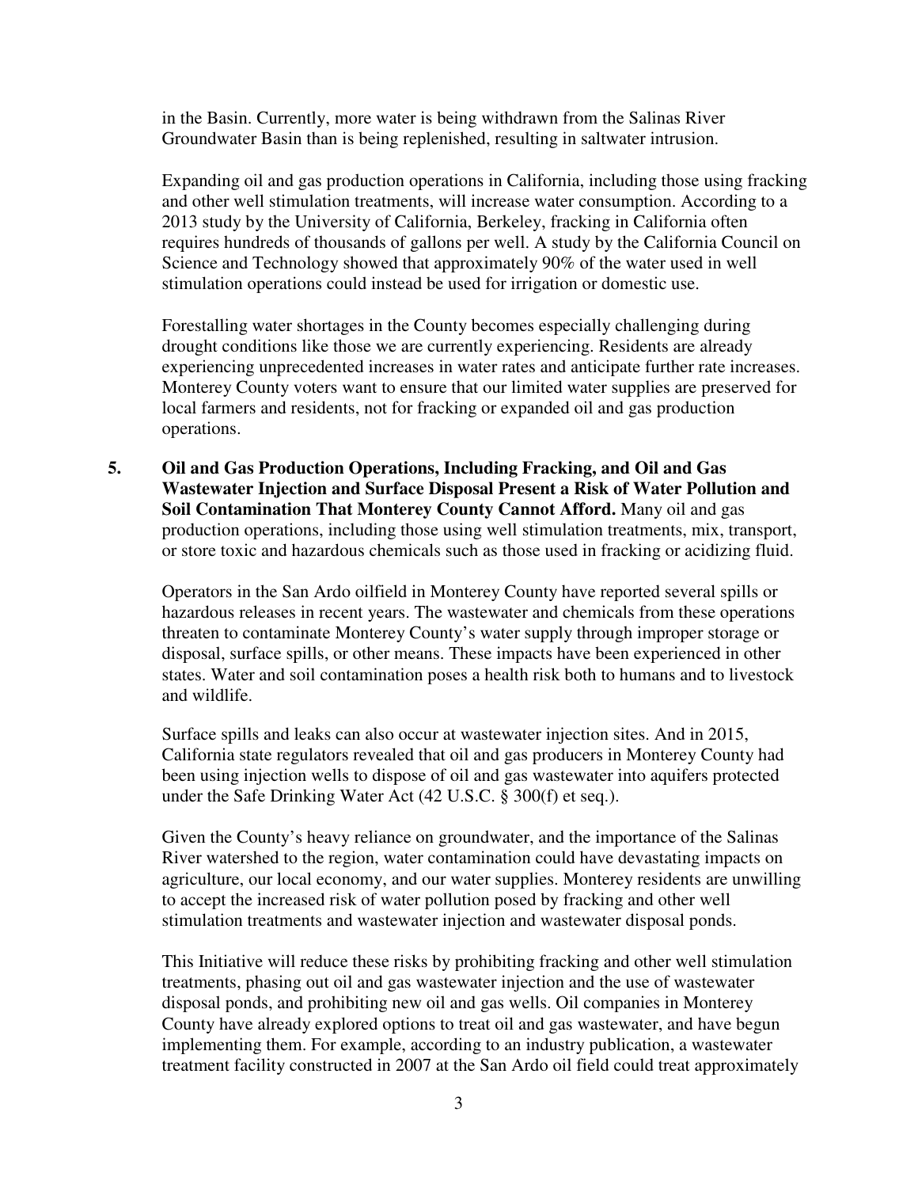in the Basin. Currently, more water is being withdrawn from the Salinas River Groundwater Basin than is being replenished, resulting in saltwater intrusion.

Expanding oil and gas production operations in California, including those using fracking and other well stimulation treatments, will increase water consumption. According to a 2013 study by the University of California, Berkeley, fracking in California often requires hundreds of thousands of gallons per well. A study by the California Council on Science and Technology showed that approximately 90% of the water used in well stimulation operations could instead be used for irrigation or domestic use.

Forestalling water shortages in the County becomes especially challenging during drought conditions like those we are currently experiencing. Residents are already experiencing unprecedented increases in water rates and anticipate further rate increases. Monterey County voters want to ensure that our limited water supplies are preserved for local farmers and residents, not for fracking or expanded oil and gas production operations.

5. **Oil and Gas Production Operations, Including Fracking, and Oil and Gas Wastewater Injection and Surface Disposal Present a Risk of Water Pollution and Soil Contamination That Monterey County Cannot Afford.** Many oil and gas production operations, including those using well stimulation treatments, mix, transport, or store toxic and hazardous chemicals such as those used in fracking or acidizing fluid.

   Operators in the San Ardo oilfield in Monterey County have reported several spills or hazardous releases in recent years. The wastewater and chemicals from these operations threaten to contaminate Monterey County's water supply through improper storage or disposal, surface spills, or other means. These impacts have been experienced in other states. Water and soil contamination poses a health risk both to humans and to livestock and wildlife.

   Surface spills and leaks can also occur at wastewater injection sites. And in 2015, California state regulators revealed that oil and gas producers in Monterey County had been using injection wells to dispose of oil and gas wastewater into aquifers protected under the Safe Drinking Water Act (42 U.S.C. § 300(f) et seq.).

   Given the County's heavy reliance on groundwater, and the importance of the Salinas River watershed to the region, water contamination could have devastating impacts on agriculture, our local economy, and our water supplies. Monterey residents are unwilling to accept the increased risk of water pollution posed by fracking and other well stimulation treatments and wastewater injection and wastewater disposal ponds.

   This Initiative will reduce these risks by prohibiting fracking and other well stimulation treatments, phasing out oil and gas wastewater injection and the use of wastewater disposal ponds, and prohibiting new oil and gas wells. Oil companies in Monterey County have already explored options to treat oil and gas wastewater, and have begun implementing them. For example, according to an industry publication, a wastewater treatment facility constructed in 2007 at the San Ardo oil field could treat approximately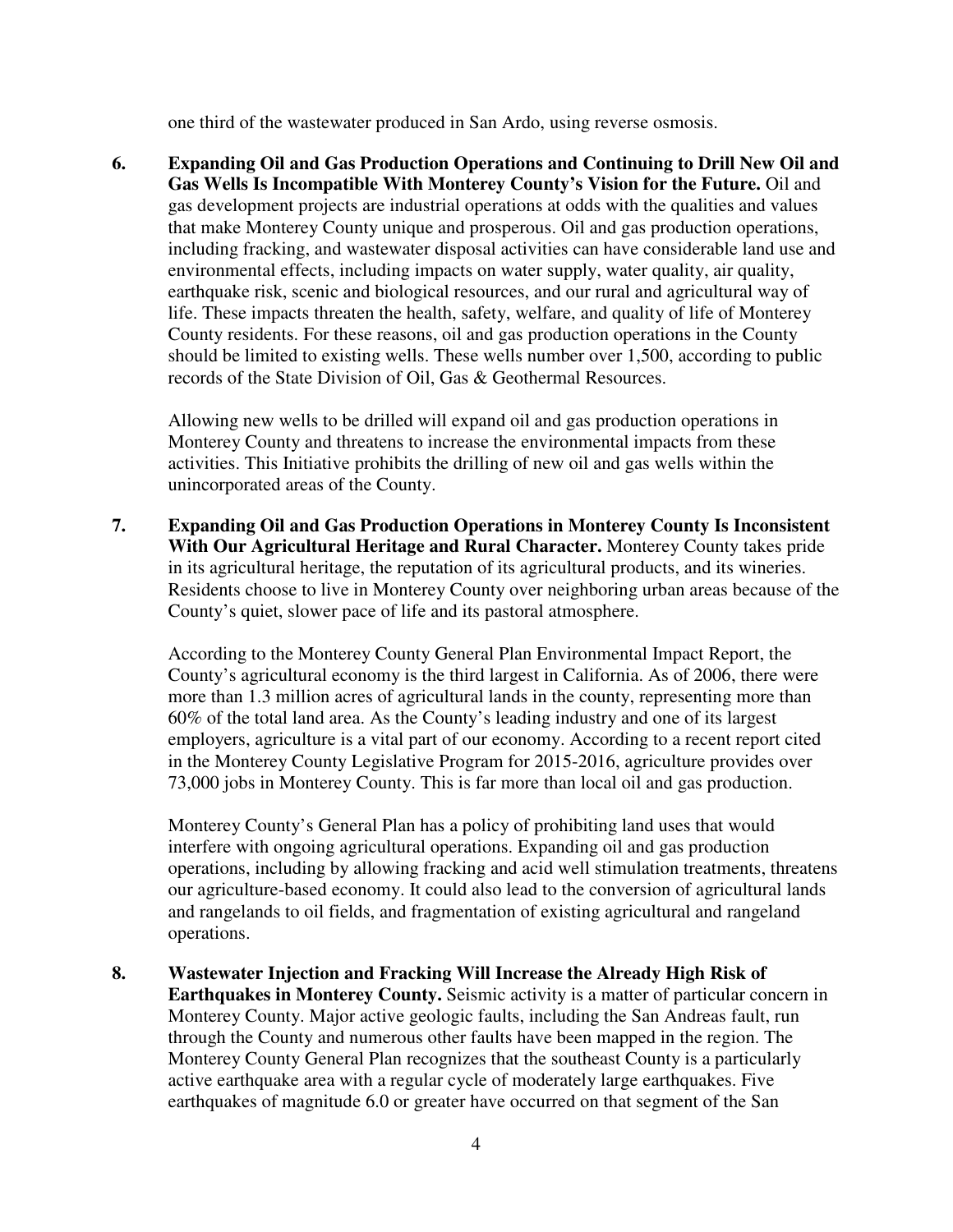one third of the wastewater produced in San Ardo, using reverse osmosis.

6. **Expanding Oil and Gas Production Operations and Continuing to Drill New Oil and Gas Wells Is Incompatible With Monterey County's Vision for the Future.** Oil and gas development projects are industrial operations at odds with the qualities and values that make Monterey County unique and prosperous. Oil and gas production operations, including fracking, and wastewater disposal activities can have considerable land use and environmental effects, including impacts on water supply, water quality, air quality, earthquake risk, scenic and biological resources, and our rural and agricultural way of life. These impacts threaten the health, safety, welfare, and quality of life of Monterey County residents. For these reasons, oil and gas production operations in the County should be limited to existing wells. These wells number over 1,500, according to public records of the State Division of Oil, Gas & Geothermal Resources.

   Allowing new wells to be drilled will expand oil and gas production operations in Monterey County and threatens to increase the environmental impacts from these activities. This Initiative prohibits the drilling of new oil and gas wells within the unincorporated areas of the County.

7. **Expanding Oil and Gas Production Operations in Monterey County Is Inconsistent With Our Agricultural Heritage and Rural Character.** Monterey County takes pride in its agricultural heritage, the reputation of its agricultural products, and its wineries. Residents choose to live in Monterey County over neighboring urban areas because of the County's quiet, slower pace of life and its pastoral atmosphere.

   According to the Monterey County General Plan Environmental Impact Report, the County's agricultural economy is the third largest in California. As of 2006, there were more than 1.3 million acres of agricultural lands in the county, representing more than 60% of the total land area. As the County's leading industry and one of its largest employers, agriculture is a vital part of our economy. According to a recent report cited in the Monterey County Legislative Program for 2015-2016, agriculture provides over 73,000 jobs in Monterey County. This is far more than local oil and gas production.

   Monterey County's General Plan has a policy of prohibiting land uses that would interfere with ongoing agricultural operations. Expanding oil and gas production operations, including by allowing fracking and acid well stimulation treatments, threatens our agriculture-based economy. It could also lead to the conversion of agricultural lands and rangelands to oil fields, and fragmentation of existing agricultural and rangeland operations.

8. **Wastewater Injection and Fracking Will Increase the Already High Risk of Earthquakes in Monterey County.** Seismic activity is a matter of particular concern in Monterey County. Major active geologic faults, including the San Andreas fault, run through the County and numerous other faults have been mapped in the region. The Monterey County General Plan recognizes that the southeast County is a particularly active earthquake area with a regular cycle of moderately large earthquakes. Five earthquakes of magnitude 6.0 or greater have occurred on that segment of the San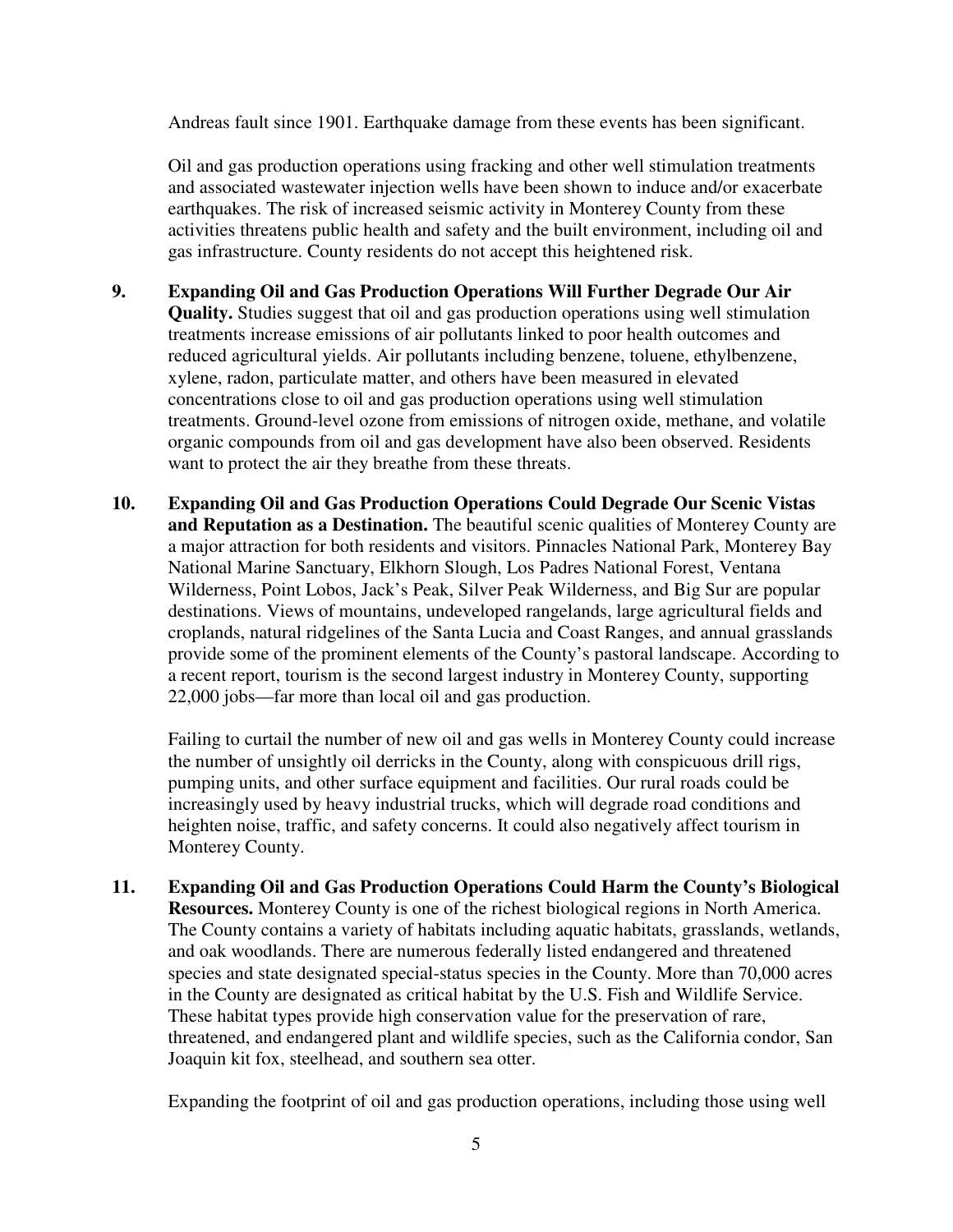Andreas fault since 1901. Earthquake damage from these events has been significant.

Oil and gas production operations using fracking and other well stimulation treatments and associated wastewater injection wells have been shown to induce and/or exacerbate earthquakes. The risk of increased seismic activity in Monterey County from these activities threatens public health and safety and the built environment, including oil and gas infrastructure. County residents do not accept this heightened risk.

**9. Expanding Oil and Gas Production Operations Will Further Degrade Our Air Quality.** Studies suggest that oil and gas production operations using well stimulation treatments increase emissions of air pollutants linked to poor health outcomes and reduced agricultural yields. Air pollutants including benzene, toluene, ethylbenzene, xylene, radon, particulate matter, and others have been measured in elevated concentrations close to oil and gas production operations using well stimulation treatments. Ground-level ozone from emissions of nitrogen oxide, methane, and volatile organic compounds from oil and gas development have also been observed. Residents want to protect the air they breathe from these threats.

**10. Expanding Oil and Gas Production Operations Could Degrade Our Scenic Vistas and Reputation as a Destination.** The beautiful scenic qualities of Monterey County are a major attraction for both residents and visitors. Pinnacles National Park, Monterey Bay National Marine Sanctuary, Elkhorn Slough, Los Padres National Forest, Ventana Wilderness, Point Lobos, Jack's Peak, Silver Peak Wilderness, and Big Sur are popular destinations. Views of mountains, undeveloped rangelands, large agricultural fields and croplands, natural ridgelines of the Santa Lucia and Coast Ranges, and annual grasslands provide some of the prominent elements of the County's pastoral landscape. According to a recent report, tourism is the second largest industry in Monterey County, supporting 22,000 jobs—far more than local oil and gas production.

Failing to curtail the number of new oil and gas wells in Monterey County could increase the number of unsightly oil derricks in the County, along with conspicuous drill rigs, pumping units, and other surface equipment and facilities. Our rural roads could be increasingly used by heavy industrial trucks, which will degrade road conditions and heighten noise, traffic, and safety concerns. It could also negatively affect tourism in Monterey County.

**11. Expanding Oil and Gas Production Operations Could Harm the County's Biological Resources.** Monterey County is one of the richest biological regions in North America. The County contains a variety of habitats including aquatic habitats, grasslands, wetlands, and oak woodlands. There are numerous federally listed endangered and threatened species and state designated special-status species in the County. More than 70,000 acres in the County are designated as critical habitat by the U.S. Fish and Wildlife Service. These habitat types provide high conservation value for the preservation of rare, threatened, and endangered plant and wildlife species, such as the California condor, San Joaquin kit fox, steelhead, and southern sea otter.

Expanding the footprint of oil and gas production operations, including those using well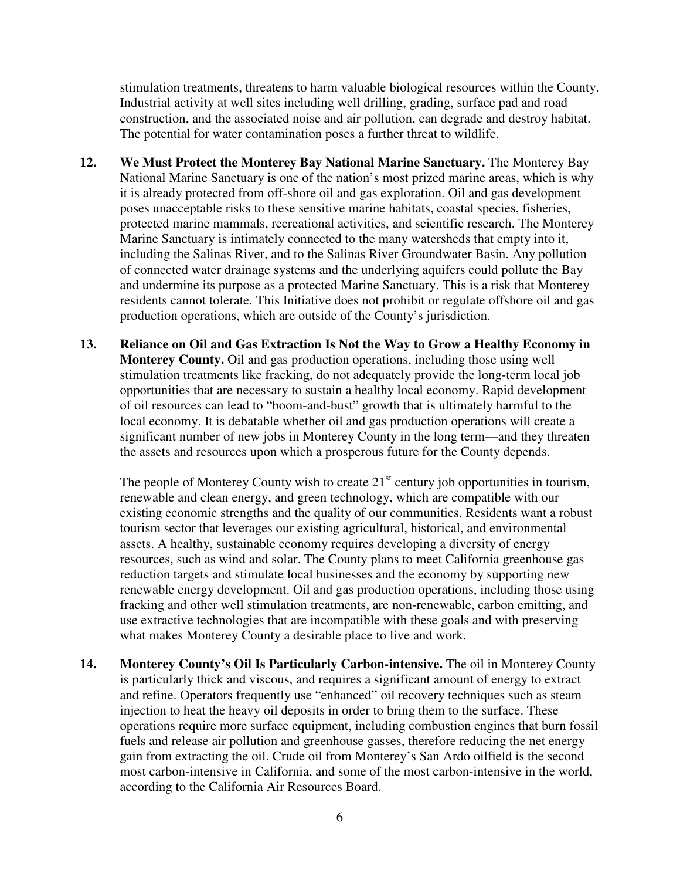stimulation treatments, threatens to harm valuable biological resources within the County. Industrial activity at well sites including well drilling, grading, surface pad and road construction, and the associated noise and air pollution, can degrade and destroy habitat. The potential for water contamination poses a further threat to wildlife.

12. **We Must Protect the Monterey Bay National Marine Sanctuary.** The Monterey Bay National Marine Sanctuary is one of the nation's most prized marine areas, which is why it is already protected from off-shore oil and gas exploration. Oil and gas development poses unacceptable risks to these sensitive marine habitats, coastal species, fisheries, protected marine mammals, recreational activities, and scientific research. The Monterey Marine Sanctuary is intimately connected to the many watersheds that empty into it, including the Salinas River, and to the Salinas River Groundwater Basin. Any pollution of connected water drainage systems and the underlying aquifers could pollute the Bay and undermine its purpose as a protected Marine Sanctuary. This is a risk that Monterey residents cannot tolerate. This Initiative does not prohibit or regulate offshore oil and gas production operations, which are outside of the County's jurisdiction.

13. **Reliance on Oil and Gas Extraction Is Not the Way to Grow a Healthy Economy in Monterey County.** Oil and gas production operations, including those using well stimulation treatments like fracking, do not adequately provide the long-term local job opportunities that are necessary to sustain a healthy local economy. Rapid development of oil resources can lead to "boom-and-bust" growth that is ultimately harmful to the local economy. It is debatable whether oil and gas production operations will create a significant number of new jobs in Monterey County in the long term—and they threaten the assets and resources upon which a prosperous future for the County depends.

    The people of Monterey County wish to create 21st century job opportunities in tourism, renewable and clean energy, and green technology, which are compatible with our existing economic strengths and the quality of our communities. Residents want a robust tourism sector that leverages our existing agricultural, historical, and environmental assets. A healthy, sustainable economy requires developing a diversity of energy resources, such as wind and solar. The County plans to meet California greenhouse gas reduction targets and stimulate local businesses and the economy by supporting new renewable energy development. Oil and gas production operations, including those using fracking and other well stimulation treatments, are non-renewable, carbon emitting, and use extractive technologies that are incompatible with these goals and with preserving what makes Monterey County a desirable place to live and work.

14. **Monterey County's Oil Is Particularly Carbon-intensive.** The oil in Monterey County is particularly thick and viscous, and requires a significant amount of energy to extract and refine. Operators frequently use "enhanced" oil recovery techniques such as steam injection to heat the heavy oil deposits in order to bring them to the surface. These operations require more surface equipment, including combustion engines that burn fossil fuels and release air pollution and greenhouse gasses, therefore reducing the net energy gain from extracting the oil. Crude oil from Monterey's San Ardo oilfield is the second most carbon-intensive in California, and some of the most carbon-intensive in the world, according to the California Air Resources Board.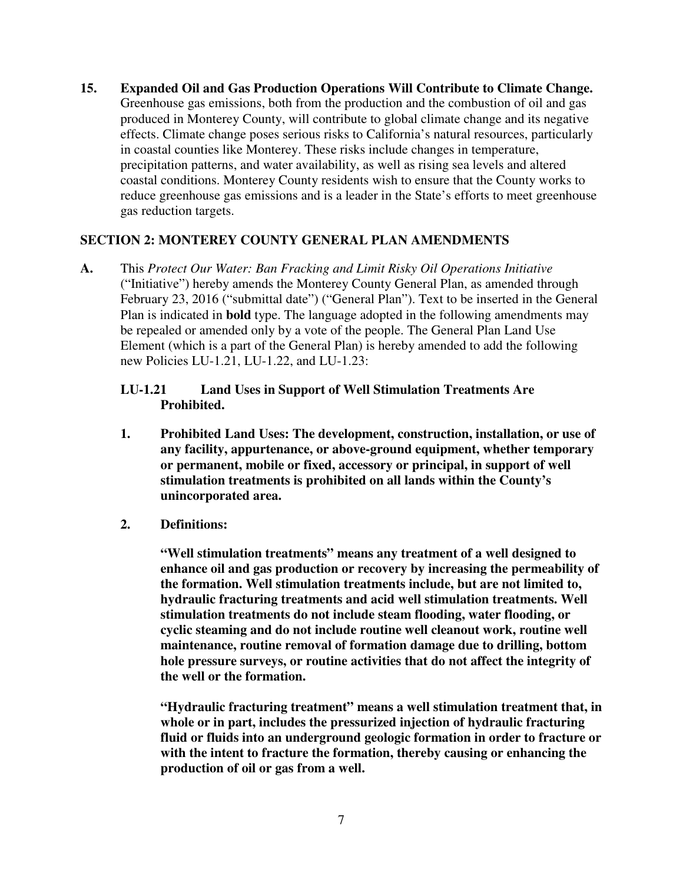**15. Expanded Oil and Gas Production Operations Will Contribute to Climate Change.** Greenhouse gas emissions, both from the production and the combustion of oil and gas produced in Monterey County, will contribute to global climate change and its negative effects. Climate change poses serious risks to California's natural resources, particularly in coastal counties like Monterey. These risks include changes in temperature, precipitation patterns, and water availability, as well as rising sea levels and altered coastal conditions. Monterey County residents wish to ensure that the County works to reduce greenhouse gas emissions and is a leader in the State's efforts to meet greenhouse gas reduction targets.

## SECTION 2: MONTEREY COUNTY GENERAL PLAN AMENDMENTS

**A.** This *Protect Our Water: Ban Fracking and Limit Risky Oil Operations Initiative* ("Initiative") hereby amends the Monterey County General Plan, as amended through February 23, 2016 ("submittal date") ("General Plan"). Text to be inserted in the General Plan is indicated in **bold** type. The language adopted in the following amendments may be repealed or amended only by a vote of the people. The General Plan Land Use Element (which is a part of the General Plan) is hereby amended to add the following new Policies LU-1.21, LU-1.22, and LU-1.23:

**LU-1.21 Land Uses in Support of Well Stimulation Treatments Are Prohibited.**

**1. Prohibited Land Uses: The development, construction, installation, or use of any facility, appurtenance, or above-ground equipment, whether temporary or permanent, mobile or fixed, accessory or principal, in support of well stimulation treatments is prohibited on all lands within the County's unincorporated area.**

**2. Definitions:**

**"Well stimulation treatments" means any treatment of a well designed to enhance oil and gas production or recovery by increasing the permeability of the formation. Well stimulation treatments include, but are not limited to, hydraulic fracturing treatments and acid well stimulation treatments. Well stimulation treatments do not include steam flooding, water flooding, or cyclic steaming and do not include routine well cleanout work, routine well maintenance, routine removal of formation damage due to drilling, bottom hole pressure surveys, or routine activities that do not affect the integrity of the well or the formation.**

**"Hydraulic fracturing treatment" means a well stimulation treatment that, in whole or in part, includes the pressurized injection of hydraulic fracturing fluid or fluids into an underground geologic formation in order to fracture or with the intent to fracture the formation, thereby causing or enhancing the production of oil or gas from a well.**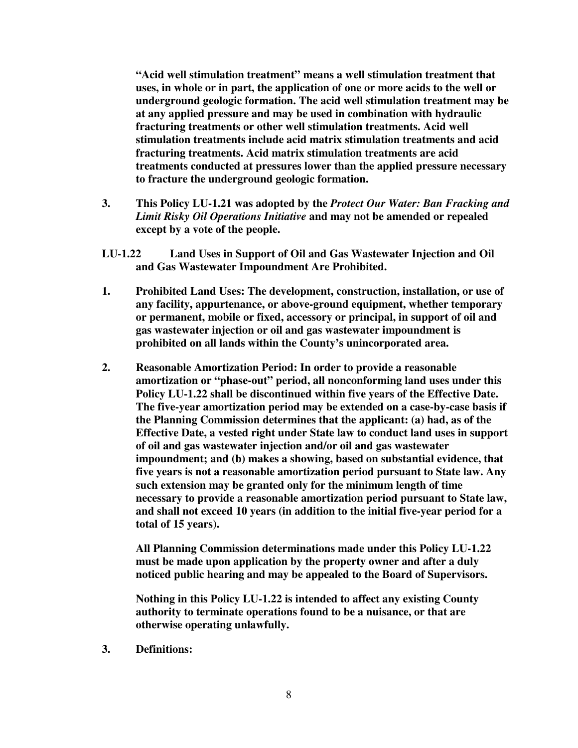**"Acid well stimulation treatment" means a well stimulation treatment that uses, in whole or in part, the application of one or more acids to the well or underground geologic formation. The acid well stimulation treatment may be at any applied pressure and may be used in combination with hydraulic fracturing treatments or other well stimulation treatments. Acid well stimulation treatments include acid matrix stimulation treatments and acid fracturing treatments. Acid matrix stimulation treatments are acid treatments conducted at pressures lower than the applied pressure necessary to fracture the underground geologic formation.**

**3. This Policy LU-1.21 was adopted by the *Protect Our Water: Ban Fracking and Limit Risky Oil Operations Initiative* and may not be amended or repealed except by a vote of the people.**

**LU-1.22 Land Uses in Support of Oil and Gas Wastewater Injection and Oil and Gas Wastewater Impoundment Are Prohibited.**

**1. Prohibited Land Uses: The development, construction, installation, or use of any facility, appurtenance, or above-ground equipment, whether temporary or permanent, mobile or fixed, accessory or principal, in support of oil and gas wastewater injection or oil and gas wastewater impoundment is prohibited on all lands within the County's unincorporated area.**

**2. Reasonable Amortization Period: In order to provide a reasonable amortization or "phase-out" period, all nonconforming land uses under this Policy LU-1.22 shall be discontinued within five years of the Effective Date. The five-year amortization period may be extended on a case-by-case basis if the Planning Commission determines that the applicant: (a) had, as of the Effective Date, a vested right under State law to conduct land uses in support of oil and gas wastewater injection and/or oil and gas wastewater impoundment; and (b) makes a showing, based on substantial evidence, that five years is not a reasonable amortization period pursuant to State law. Any such extension may be granted only for the minimum length of time necessary to provide a reasonable amortization period pursuant to State law, and shall not exceed 10 years (in addition to the initial five-year period for a total of 15 years).**

**All Planning Commission determinations made under this Policy LU-1.22 must be made upon application by the property owner and after a duly noticed public hearing and may be appealed to the Board of Supervisors.**

**Nothing in this Policy LU-1.22 is intended to affect any existing County authority to terminate operations found to be a nuisance, or that are otherwise operating unlawfully.**

**3. Definitions:**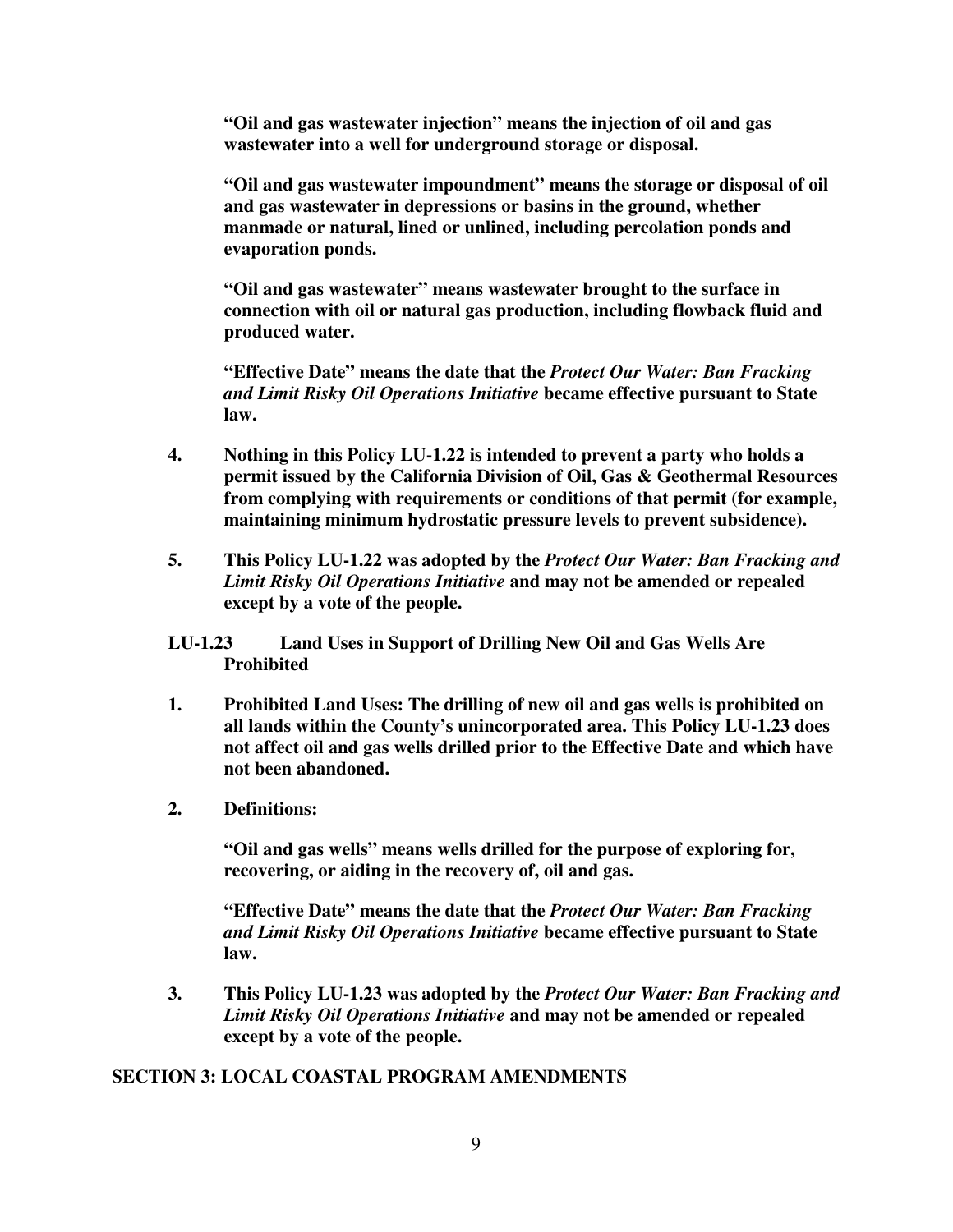**"Oil and gas wastewater injection" means the injection of oil and gas wastewater into a well for underground storage or disposal.**

**"Oil and gas wastewater impoundment" means the storage or disposal of oil and gas wastewater in depressions or basins in the ground, whether manmade or natural, lined or unlined, including percolation ponds and evaporation ponds.**

**"Oil and gas wastewater" means wastewater brought to the surface in connection with oil or natural gas production, including flowback fluid and produced water.**

**"Effective Date" means the date that the *Protect Our Water: Ban Fracking and Limit Risky Oil Operations Initiative* became effective pursuant to State law.**

**4. Nothing in this Policy LU-1.22 is intended to prevent a party who holds a permit issued by the California Division of Oil, Gas & Geothermal Resources from complying with requirements or conditions of that permit (for example, maintaining minimum hydrostatic pressure levels to prevent subsidence).**

**5. This Policy LU-1.22 was adopted by the *Protect Our Water: Ban Fracking and Limit Risky Oil Operations Initiative* and may not be amended or repealed except by a vote of the people.**

**LU-1.23 Land Uses in Support of Drilling New Oil and Gas Wells Are Prohibited**

**1. Prohibited Land Uses: The drilling of new oil and gas wells is prohibited on all lands within the County's unincorporated area. This Policy LU-1.23 does not affect oil and gas wells drilled prior to the Effective Date and which have not been abandoned.**

**2. Definitions:**

**"Oil and gas wells" means wells drilled for the purpose of exploring for, recovering, or aiding in the recovery of, oil and gas.**

**"Effective Date" means the date that the *Protect Our Water: Ban Fracking and Limit Risky Oil Operations Initiative* became effective pursuant to State law.**

**3. This Policy LU-1.23 was adopted by the *Protect Our Water: Ban Fracking and Limit Risky Oil Operations Initiative* and may not be amended or repealed except by a vote of the people.**

## SECTION 3: LOCAL COASTAL PROGRAM AMENDMENTS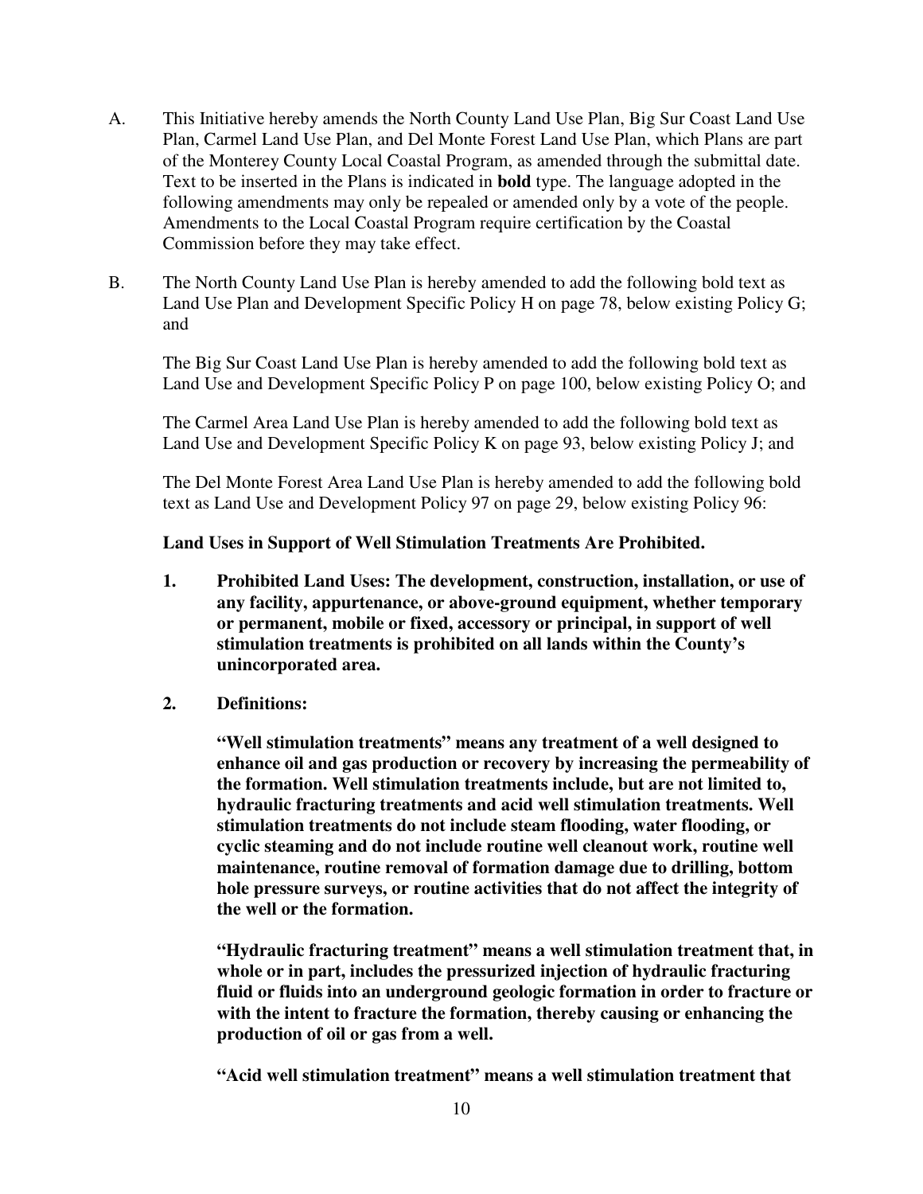A. This Initiative hereby amends the North County Land Use Plan, Big Sur Coast Land Use Plan, Carmel Land Use Plan, and Del Monte Forest Land Use Plan, which Plans are part of the Monterey County Local Coastal Program, as amended through the submittal date. Text to be inserted in the Plans is indicated in **bold** type. The language adopted in the following amendments may only be repealed or amended only by a vote of the people. Amendments to the Local Coastal Program require certification by the Coastal Commission before they may take effect.

B. The North County Land Use Plan is hereby amended to add the following bold text as Land Use Plan and Development Specific Policy H on page 78, below existing Policy G; and

The Big Sur Coast Land Use Plan is hereby amended to add the following bold text as Land Use and Development Specific Policy P on page 100, below existing Policy O; and

The Carmel Area Land Use Plan is hereby amended to add the following bold text as Land Use and Development Specific Policy K on page 93, below existing Policy J; and

The Del Monte Forest Area Land Use Plan is hereby amended to add the following bold text as Land Use and Development Policy 97 on page 29, below existing Policy 96:

**Land Uses in Support of Well Stimulation Treatments Are Prohibited.**

**1. Prohibited Land Uses: The development, construction, installation, or use of any facility, appurtenance, or above-ground equipment, whether temporary or permanent, mobile or fixed, accessory or principal, in support of well stimulation treatments is prohibited on all lands within the County's unincorporated area.**

**2. Definitions:**

**"Well stimulation treatments" means any treatment of a well designed to enhance oil and gas production or recovery by increasing the permeability of the formation. Well stimulation treatments include, but are not limited to, hydraulic fracturing treatments and acid well stimulation treatments. Well stimulation treatments do not include steam flooding, water flooding, or cyclic steaming and do not include routine well cleanout work, routine well maintenance, routine removal of formation damage due to drilling, bottom hole pressure surveys, or routine activities that do not affect the integrity of the well or the formation.**

**"Hydraulic fracturing treatment" means a well stimulation treatment that, in whole or in part, includes the pressurized injection of hydraulic fracturing fluid or fluids into an underground geologic formation in order to fracture or with the intent to fracture the formation, thereby causing or enhancing the production of oil or gas from a well.**

**"Acid well stimulation treatment" means a well stimulation treatment that**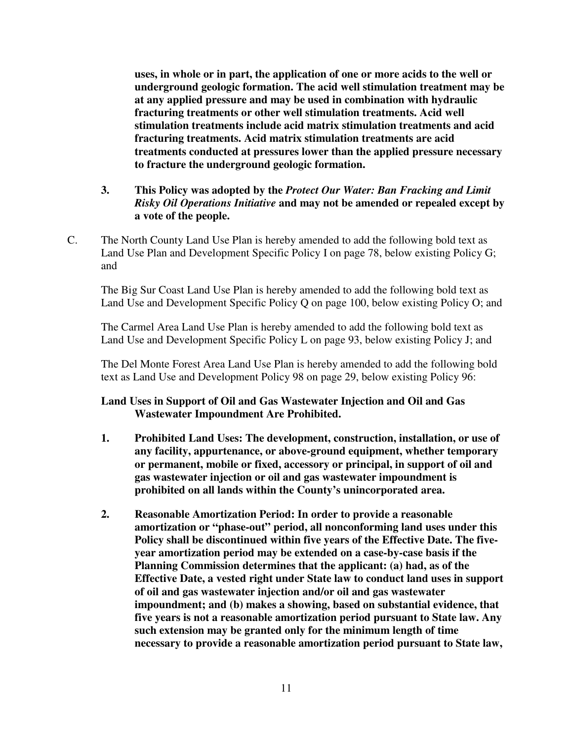**uses, in whole or in part, the application of one or more acids to the well or underground geologic formation. The acid well stimulation treatment may be at any applied pressure and may be used in combination with hydraulic fracturing treatments or other well stimulation treatments. Acid well stimulation treatments include acid matrix stimulation treatments and acid fracturing treatments. Acid matrix stimulation treatments are acid treatments conducted at pressures lower than the applied pressure necessary to fracture the underground geologic formation.**

**3. This Policy was adopted by the *Protect Our Water: Ban Fracking and Limit Risky Oil Operations Initiative* and may not be amended or repealed except by a vote of the people.**

C. The North County Land Use Plan is hereby amended to add the following bold text as Land Use Plan and Development Specific Policy I on page 78, below existing Policy G; and

The Big Sur Coast Land Use Plan is hereby amended to add the following bold text as Land Use and Development Specific Policy Q on page 100, below existing Policy O; and

The Carmel Area Land Use Plan is hereby amended to add the following bold text as Land Use and Development Specific Policy L on page 93, below existing Policy J; and

The Del Monte Forest Area Land Use Plan is hereby amended to add the following bold text as Land Use and Development Policy 98 on page 29, below existing Policy 96:

**Land Uses in Support of Oil and Gas Wastewater Injection and Oil and Gas Wastewater Impoundment Are Prohibited.**

**1. Prohibited Land Uses: The development, construction, installation, or use of any facility, appurtenance, or above-ground equipment, whether temporary or permanent, mobile or fixed, accessory or principal, in support of oil and gas wastewater injection or oil and gas wastewater impoundment is prohibited on all lands within the County's unincorporated area.**

**2. Reasonable Amortization Period: In order to provide a reasonable amortization or "phase-out" period, all nonconforming land uses under this Policy shall be discontinued within five years of the Effective Date. The five-year amortization period may be extended on a case-by-case basis if the Planning Commission determines that the applicant: (a) had, as of the Effective Date, a vested right under State law to conduct land uses in support of oil and gas wastewater injection and/or oil and gas wastewater impoundment; and (b) makes a showing, based on substantial evidence, that five years is not a reasonable amortization period pursuant to State law. Any such extension may be granted only for the minimum length of time necessary to provide a reasonable amortization period pursuant to State law,**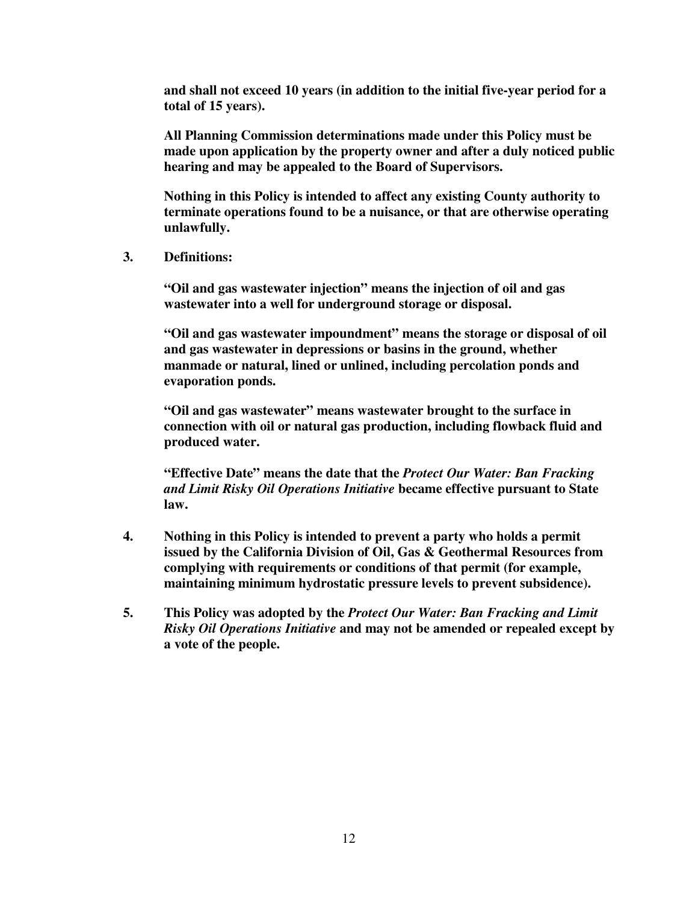**and shall not exceed 10 years (in addition to the initial five-year period for a total of 15 years).**

**All Planning Commission determinations made under this Policy must be made upon application by the property owner and after a duly noticed public hearing and may be appealed to the Board of Supervisors.**

**Nothing in this Policy is intended to affect any existing County authority to terminate operations found to be a nuisance, or that are otherwise operating unlawfully.**

**3. Definitions:**

**"Oil and gas wastewater injection" means the injection of oil and gas wastewater into a well for underground storage or disposal.**

**"Oil and gas wastewater impoundment" means the storage or disposal of oil and gas wastewater in depressions or basins in the ground, whether manmade or natural, lined or unlined, including percolation ponds and evaporation ponds.**

**"Oil and gas wastewater" means wastewater brought to the surface in connection with oil or natural gas production, including flowback fluid and produced water.**

**"Effective Date" means the date that the *Protect Our Water: Ban Fracking and Limit Risky Oil Operations Initiative* became effective pursuant to State law.**

**4. Nothing in this Policy is intended to prevent a party who holds a permit issued by the California Division of Oil, Gas & Geothermal Resources from complying with requirements or conditions of that permit (for example, maintaining minimum hydrostatic pressure levels to prevent subsidence).**

**5. This Policy was adopted by the *Protect Our Water: Ban Fracking and Limit Risky Oil Operations Initiative* and may not be amended or repealed except by a vote of the people.**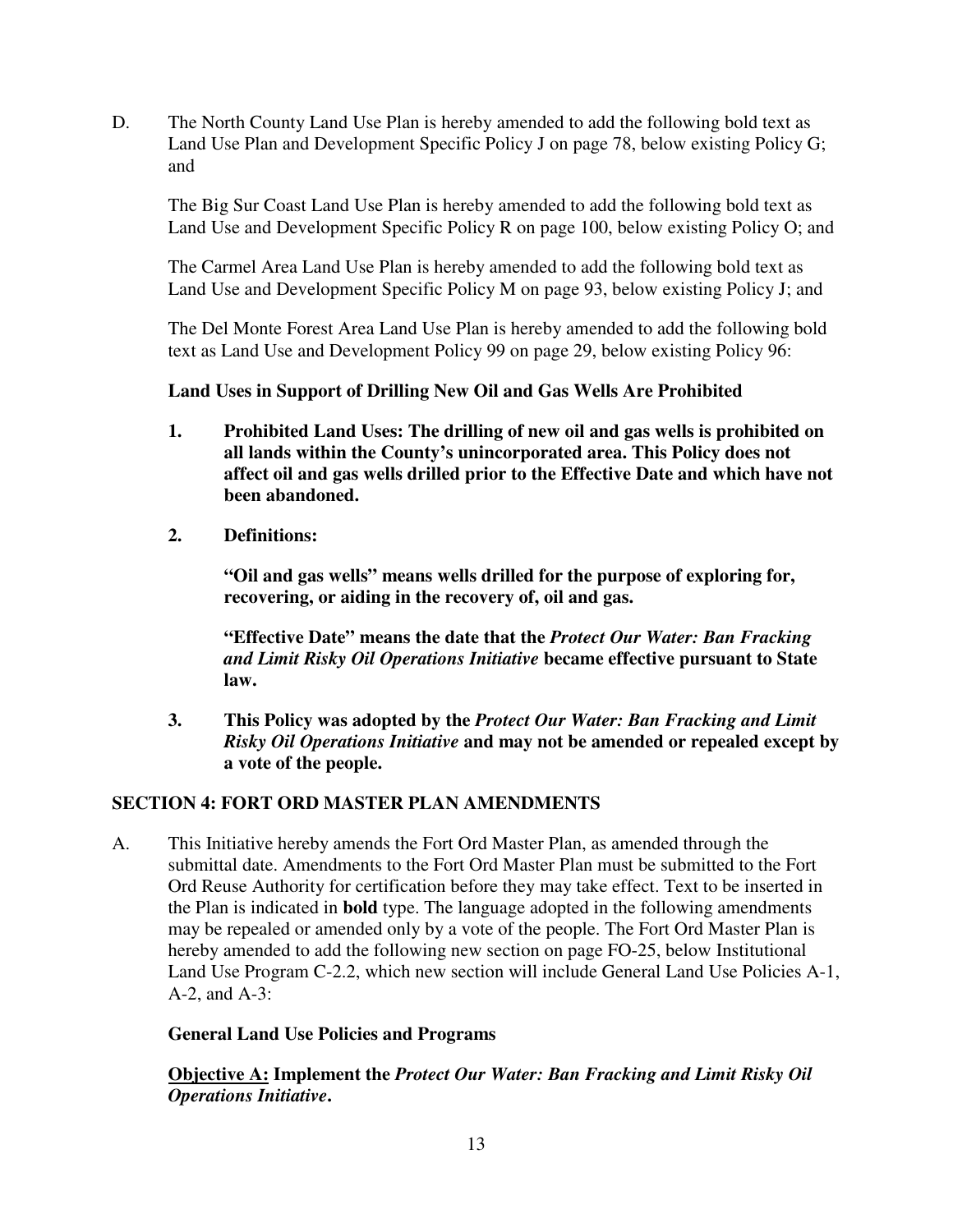D. The North County Land Use Plan is hereby amended to add the following bold text as Land Use Plan and Development Specific Policy J on page 78, below existing Policy G; and

The Big Sur Coast Land Use Plan is hereby amended to add the following bold text as Land Use and Development Specific Policy R on page 100, below existing Policy O; and

The Carmel Area Land Use Plan is hereby amended to add the following bold text as Land Use and Development Specific Policy M on page 93, below existing Policy J; and

The Del Monte Forest Area Land Use Plan is hereby amended to add the following bold text as Land Use and Development Policy 99 on page 29, below existing Policy 96:

**Land Uses in Support of Drilling New Oil and Gas Wells Are Prohibited**

1. **Prohibited Land Uses: The drilling of new oil and gas wells is prohibited on all lands within the County's unincorporated area. This Policy does not affect oil and gas wells drilled prior to the Effective Date and which have not been abandoned.**

2. **Definitions:**

   **"Oil and gas wells" means wells drilled for the purpose of exploring for, recovering, or aiding in the recovery of, oil and gas.**

   **"Effective Date" means the date that the *Protect Our Water: Ban Fracking and Limit Risky Oil Operations Initiative* became effective pursuant to State law.**

3. **This Policy was adopted by the *Protect Our Water: Ban Fracking and Limit Risky Oil Operations Initiative* and may not be amended or repealed except by a vote of the people.**

## SECTION 4: FORT ORD MASTER PLAN AMENDMENTS

A. This Initiative hereby amends the Fort Ord Master Plan, as amended through the submittal date. Amendments to the Fort Ord Master Plan must be submitted to the Fort Ord Reuse Authority for certification before they may take effect. Text to be inserted in the Plan is indicated in **bold** type. The language adopted in the following amendments may be repealed or amended only by a vote of the people. The Fort Ord Master Plan is hereby amended to add the following new section on page FO-25, below Institutional Land Use Program C-2.2, which new section will include General Land Use Policies A-1, A-2, and A-3:

**General Land Use Policies and Programs**

**<u>Objective A:</u> Implement the *Protect Our Water: Ban Fracking and Limit Risky Oil Operations Initiative*.**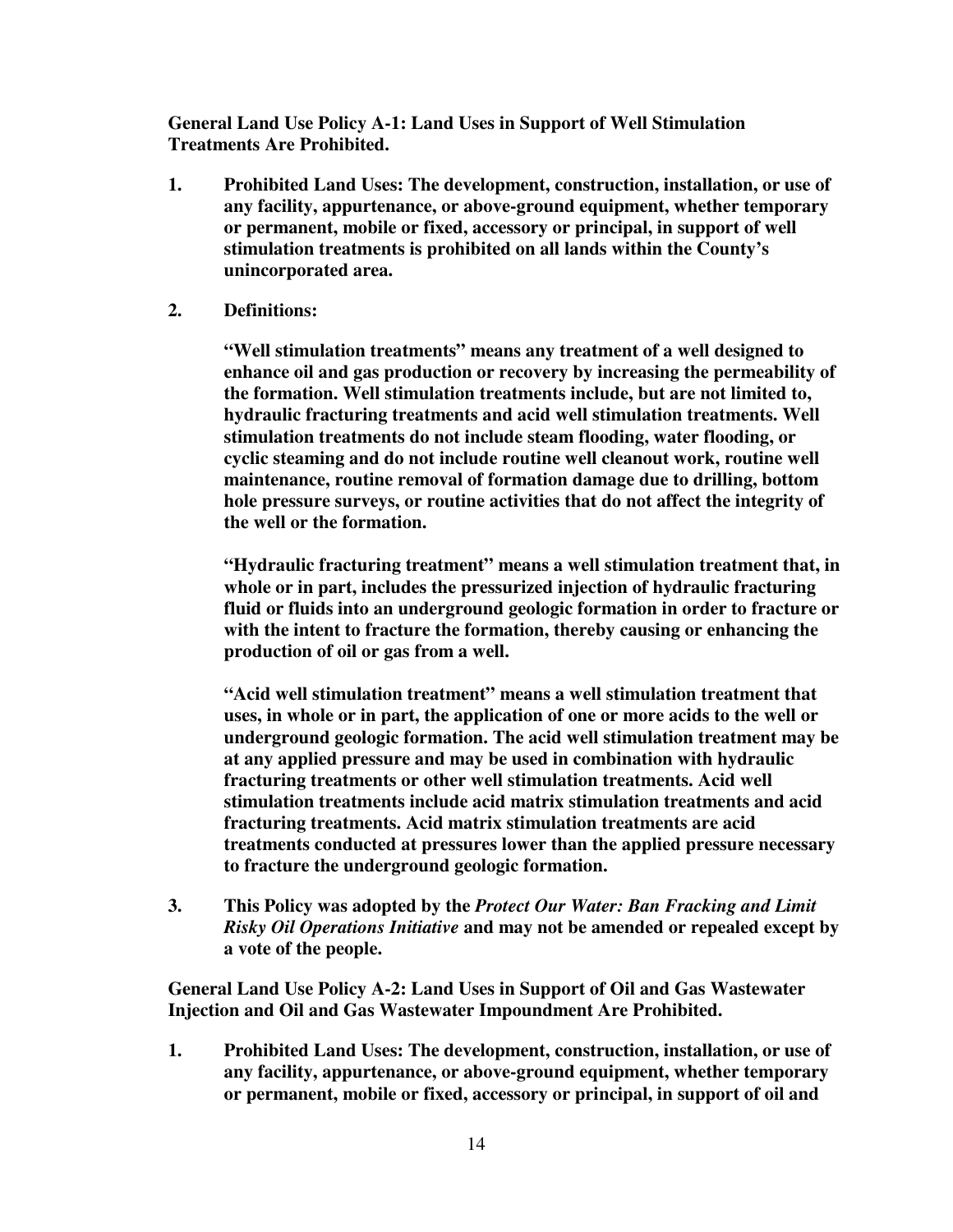**General Land Use Policy A-1: Land Uses in Support of Well Stimulation Treatments Are Prohibited.**

1. **Prohibited Land Uses: The development, construction, installation, or use of any facility, appurtenance, or above-ground equipment, whether temporary or permanent, mobile or fixed, accessory or principal, in support of well stimulation treatments is prohibited on all lands within the County's unincorporated area.**

2. **Definitions:**

   **"Well stimulation treatments" means any treatment of a well designed to enhance oil and gas production or recovery by increasing the permeability of the formation. Well stimulation treatments include, but are not limited to, hydraulic fracturing treatments and acid well stimulation treatments. Well stimulation treatments do not include steam flooding, water flooding, or cyclic steaming and do not include routine well cleanout work, routine well maintenance, routine removal of formation damage due to drilling, bottom hole pressure surveys, or routine activities that do not affect the integrity of the well or the formation.**

   **"Hydraulic fracturing treatment" means a well stimulation treatment that, in whole or in part, includes the pressurized injection of hydraulic fracturing fluid or fluids into an underground geologic formation in order to fracture or with the intent to fracture the formation, thereby causing or enhancing the production of oil or gas from a well.**

   **"Acid well stimulation treatment" means a well stimulation treatment that uses, in whole or in part, the application of one or more acids to the well or underground geologic formation. The acid well stimulation treatment may be at any applied pressure and may be used in combination with hydraulic fracturing treatments or other well stimulation treatments. Acid well stimulation treatments include acid matrix stimulation treatments and acid fracturing treatments. Acid matrix stimulation treatments are acid treatments conducted at pressures lower than the applied pressure necessary to fracture the underground geologic formation.**

3. **This Policy was adopted by the *Protect Our Water: Ban Fracking and Limit Risky Oil Operations Initiative* and may not be amended or repealed except by a vote of the people.**

**General Land Use Policy A-2: Land Uses in Support of Oil and Gas Wastewater Injection and Oil and Gas Wastewater Impoundment Are Prohibited.**

1. **Prohibited Land Uses: The development, construction, installation, or use of any facility, appurtenance, or above-ground equipment, whether temporary or permanent, mobile or fixed, accessory or principal, in support of oil and**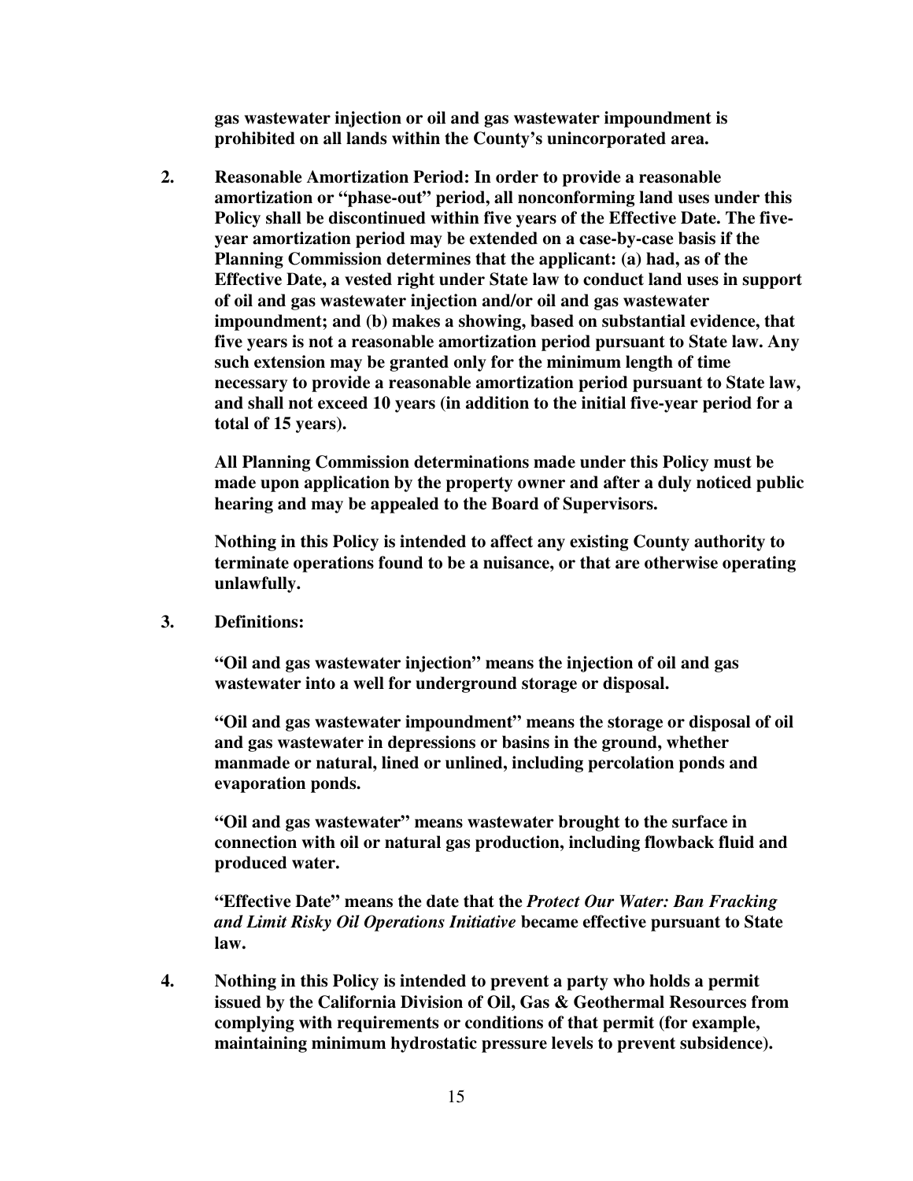**gas wastewater injection or oil and gas wastewater impoundment is prohibited on all lands within the County's unincorporated area.**

2. **Reasonable Amortization Period: In order to provide a reasonable amortization or "phase-out" period, all nonconforming land uses under this Policy shall be discontinued within five years of the Effective Date. The five-year amortization period may be extended on a case-by-case basis if the Planning Commission determines that the applicant: (a) had, as of the Effective Date, a vested right under State law to conduct land uses in support of oil and gas wastewater injection and/or oil and gas wastewater impoundment; and (b) makes a showing, based on substantial evidence, that five years is not a reasonable amortization period pursuant to State law. Any such extension may be granted only for the minimum length of time necessary to provide a reasonable amortization period pursuant to State law, and shall not exceed 10 years (in addition to the initial five-year period for a total of 15 years).**

   **All Planning Commission determinations made under this Policy must be made upon application by the property owner and after a duly noticed public hearing and may be appealed to the Board of Supervisors.**

   **Nothing in this Policy is intended to affect any existing County authority to terminate operations found to be a nuisance, or that are otherwise operating unlawfully.**

3. **Definitions:**

   **"Oil and gas wastewater injection" means the injection of oil and gas wastewater into a well for underground storage or disposal.**

   **"Oil and gas wastewater impoundment" means the storage or disposal of oil and gas wastewater in depressions or basins in the ground, whether manmade or natural, lined or unlined, including percolation ponds and evaporation ponds.**

   **"Oil and gas wastewater" means wastewater brought to the surface in connection with oil or natural gas production, including flowback fluid and produced water.**

   **"Effective Date" means the date that the *Protect Our Water: Ban Fracking and Limit Risky Oil Operations Initiative* became effective pursuant to State law.**

4. **Nothing in this Policy is intended to prevent a party who holds a permit issued by the California Division of Oil, Gas & Geothermal Resources from complying with requirements or conditions of that permit (for example, maintaining minimum hydrostatic pressure levels to prevent subsidence).**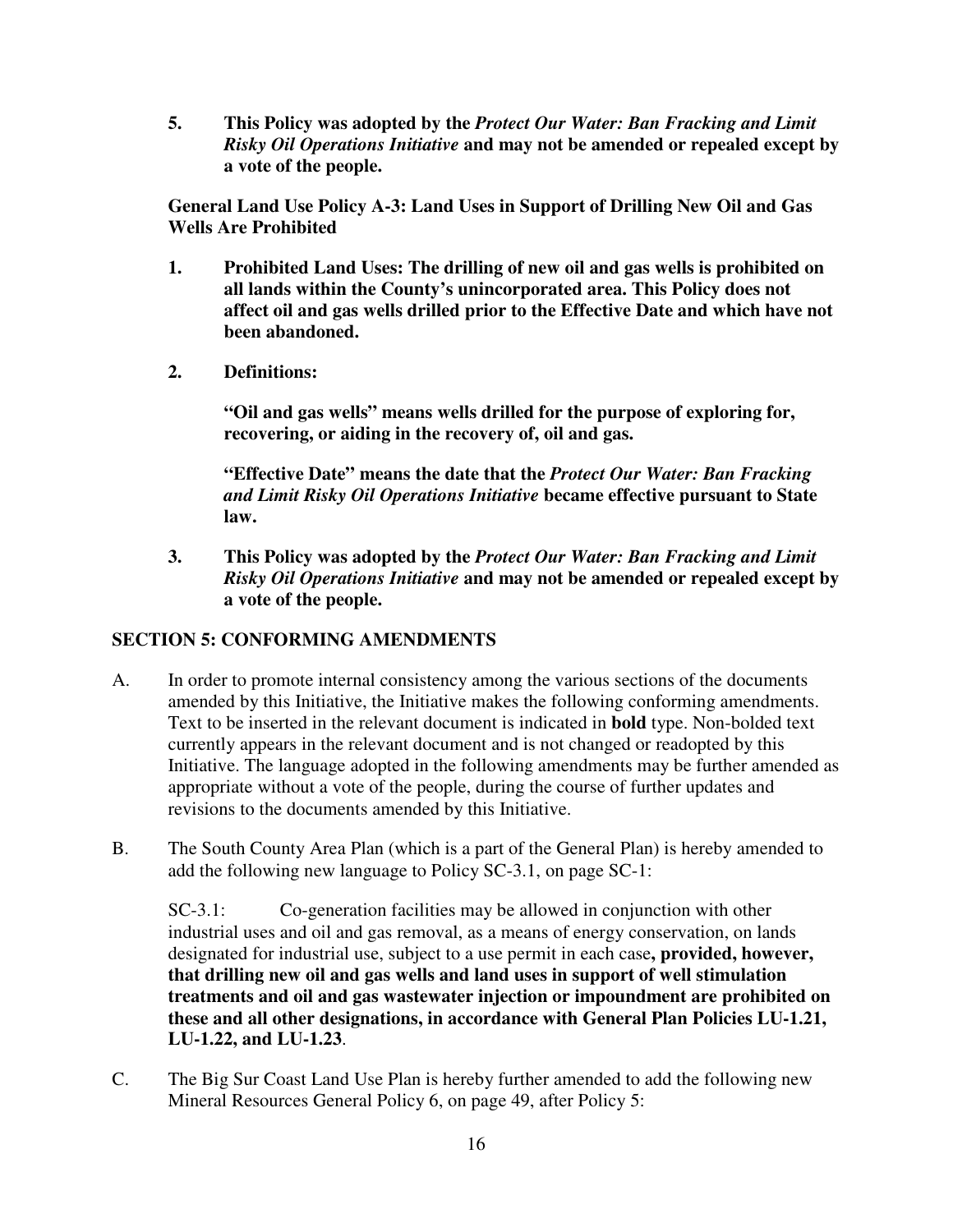**5. This Policy was adopted by the *Protect Our Water: Ban Fracking and Limit Risky Oil Operations Initiative* and may not be amended or repealed except by a vote of the people.**

**General Land Use Policy A-3: Land Uses in Support of Drilling New Oil and Gas Wells Are Prohibited**

**1. Prohibited Land Uses: The drilling of new oil and gas wells is prohibited on all lands within the County's unincorporated area. This Policy does not affect oil and gas wells drilled prior to the Effective Date and which have not been abandoned.**

**2. Definitions:**

**"Oil and gas wells" means wells drilled for the purpose of exploring for, recovering, or aiding in the recovery of, oil and gas.**

**"Effective Date" means the date that the *Protect Our Water: Ban Fracking and Limit Risky Oil Operations Initiative* became effective pursuant to State law.**

**3. This Policy was adopted by the *Protect Our Water: Ban Fracking and Limit Risky Oil Operations Initiative* and may not be amended or repealed except by a vote of the people.**

## SECTION 5: CONFORMING AMENDMENTS

A. In order to promote internal consistency among the various sections of the documents amended by this Initiative, the Initiative makes the following conforming amendments. Text to be inserted in the relevant document is indicated in **bold** type. Non-bolded text currently appears in the relevant document and is not changed or readopted by this Initiative. The language adopted in the following amendments may be further amended as appropriate without a vote of the people, during the course of further updates and revisions to the documents amended by this Initiative.

B. The South County Area Plan (which is a part of the General Plan) is hereby amended to add the following new language to Policy SC-3.1, on page SC-1:

SC-3.1: Co-generation facilities may be allowed in conjunction with other industrial uses and oil and gas removal, as a means of energy conservation, on lands designated for industrial use, subject to a use permit in each case**, provided, however, that drilling new oil and gas wells and land uses in support of well stimulation treatments and oil and gas wastewater injection or impoundment are prohibited on these and all other designations, in accordance with General Plan Policies LU-1.21, LU-1.22, and LU-1.23**.

C. The Big Sur Coast Land Use Plan is hereby further amended to add the following new Mineral Resources General Policy 6, on page 49, after Policy 5: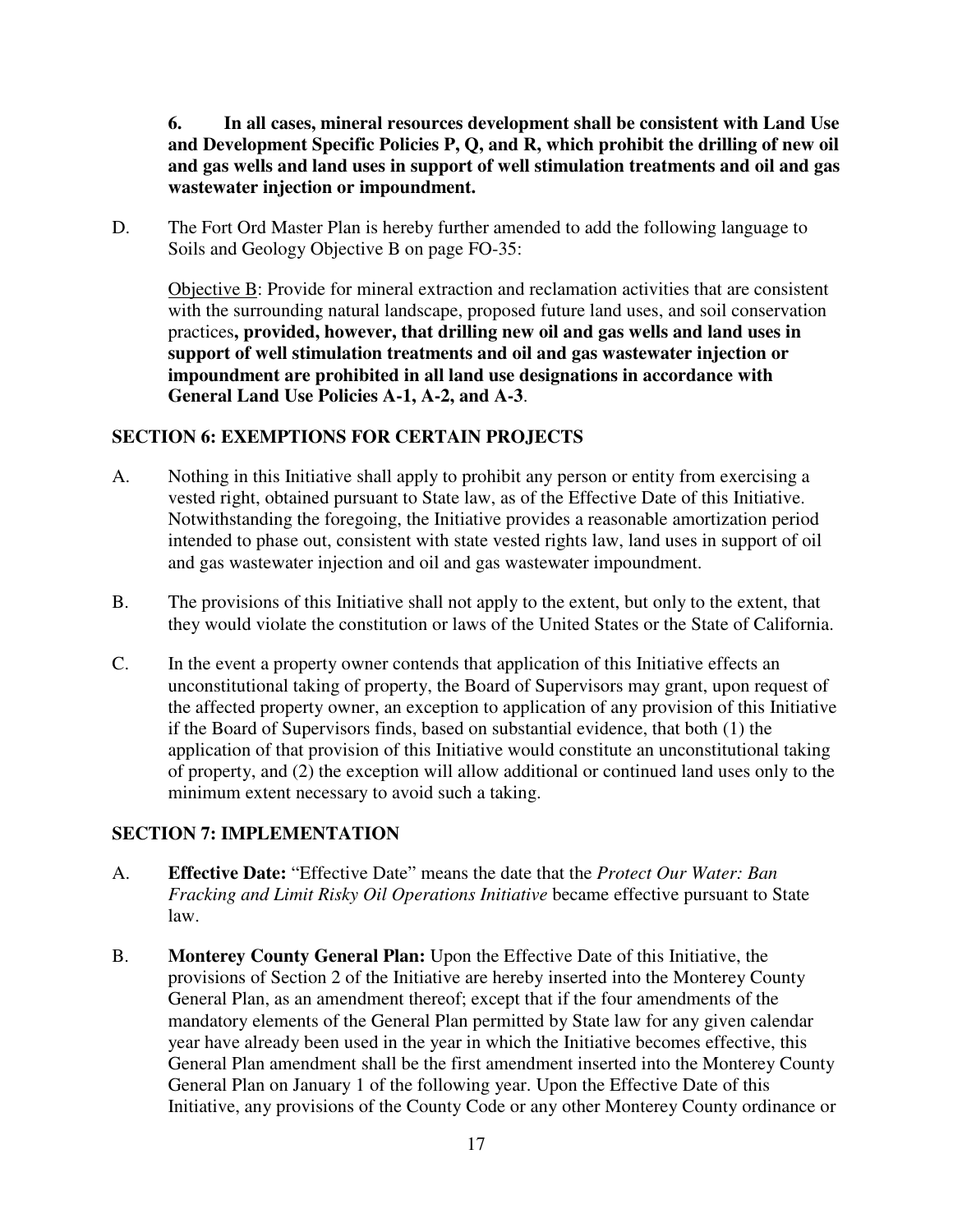**6. In all cases, mineral resources development shall be consistent with Land Use and Development Specific Policies P, Q, and R, which prohibit the drilling of new oil and gas wells and land uses in support of well stimulation treatments and oil and gas wastewater injection or impoundment.**

D. The Fort Ord Master Plan is hereby further amended to add the following language to Soils and Geology Objective B on page FO-35:

Objective B: Provide for mineral extraction and reclamation activities that are consistent with the surrounding natural landscape, proposed future land uses, and soil conservation practices**, provided, however, that drilling new oil and gas wells and land uses in support of well stimulation treatments and oil and gas wastewater injection or impoundment are prohibited in all land use designations in accordance with General Land Use Policies A-1, A-2, and A-3**.

## SECTION 6: EXEMPTIONS FOR CERTAIN PROJECTS

A. Nothing in this Initiative shall apply to prohibit any person or entity from exercising a vested right, obtained pursuant to State law, as of the Effective Date of this Initiative. Notwithstanding the foregoing, the Initiative provides a reasonable amortization period intended to phase out, consistent with state vested rights law, land uses in support of oil and gas wastewater injection and oil and gas wastewater impoundment.

B. The provisions of this Initiative shall not apply to the extent, but only to the extent, that they would violate the constitution or laws of the United States or the State of California.

C. In the event a property owner contends that application of this Initiative effects an unconstitutional taking of property, the Board of Supervisors may grant, upon request of the affected property owner, an exception to application of any provision of this Initiative if the Board of Supervisors finds, based on substantial evidence, that both (1) the application of that provision of this Initiative would constitute an unconstitutional taking of property, and (2) the exception will allow additional or continued land uses only to the minimum extent necessary to avoid such a taking.

## SECTION 7: IMPLEMENTATION

A. **Effective Date:** "Effective Date" means the date that the *Protect Our Water: Ban Fracking and Limit Risky Oil Operations Initiative* became effective pursuant to State law.

B. **Monterey County General Plan:** Upon the Effective Date of this Initiative, the provisions of Section 2 of the Initiative are hereby inserted into the Monterey County General Plan, as an amendment thereof; except that if the four amendments of the mandatory elements of the General Plan permitted by State law for any given calendar year have already been used in the year in which the Initiative becomes effective, this General Plan amendment shall be the first amendment inserted into the Monterey County General Plan on January 1 of the following year. Upon the Effective Date of this Initiative, any provisions of the County Code or any other Monterey County ordinance or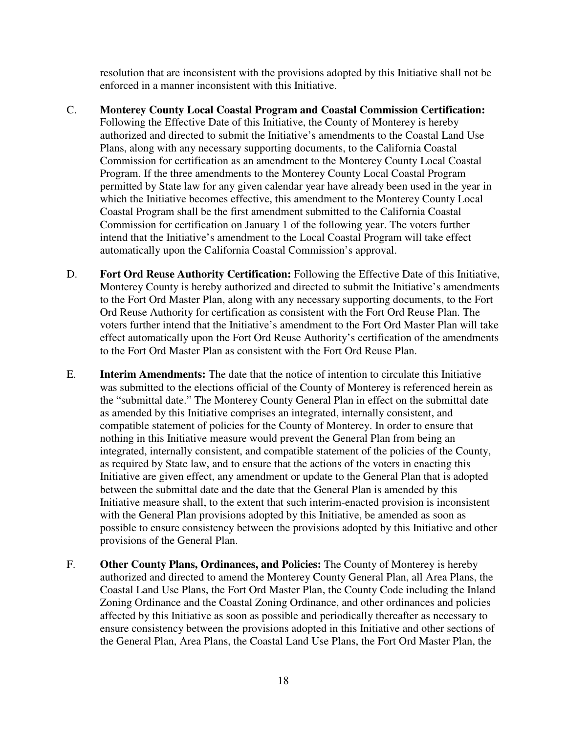resolution that are inconsistent with the provisions adopted by this Initiative shall not be enforced in a manner inconsistent with this Initiative.

C. **Monterey County Local Coastal Program and Coastal Commission Certification:** Following the Effective Date of this Initiative, the County of Monterey is hereby authorized and directed to submit the Initiative's amendments to the Coastal Land Use Plans, along with any necessary supporting documents, to the California Coastal Commission for certification as an amendment to the Monterey County Local Coastal Program. If the three amendments to the Monterey County Local Coastal Program permitted by State law for any given calendar year have already been used in the year in which the Initiative becomes effective, this amendment to the Monterey County Local Coastal Program shall be the first amendment submitted to the California Coastal Commission for certification on January 1 of the following year. The voters further intend that the Initiative's amendment to the Local Coastal Program will take effect automatically upon the California Coastal Commission's approval.

D. **Fort Ord Reuse Authority Certification:** Following the Effective Date of this Initiative, Monterey County is hereby authorized and directed to submit the Initiative's amendments to the Fort Ord Master Plan, along with any necessary supporting documents, to the Fort Ord Reuse Authority for certification as consistent with the Fort Ord Reuse Plan. The voters further intend that the Initiative's amendment to the Fort Ord Master Plan will take effect automatically upon the Fort Ord Reuse Authority's certification of the amendments to the Fort Ord Master Plan as consistent with the Fort Ord Reuse Plan.

E. **Interim Amendments:** The date that the notice of intention to circulate this Initiative was submitted to the elections official of the County of Monterey is referenced herein as the "submittal date." The Monterey County General Plan in effect on the submittal date as amended by this Initiative comprises an integrated, internally consistent, and compatible statement of policies for the County of Monterey. In order to ensure that nothing in this Initiative measure would prevent the General Plan from being an integrated, internally consistent, and compatible statement of the policies of the County, as required by State law, and to ensure that the actions of the voters in enacting this Initiative are given effect, any amendment or update to the General Plan that is adopted between the submittal date and the date that the General Plan is amended by this Initiative measure shall, to the extent that such interim-enacted provision is inconsistent with the General Plan provisions adopted by this Initiative, be amended as soon as possible to ensure consistency between the provisions adopted by this Initiative and other provisions of the General Plan.

F. **Other County Plans, Ordinances, and Policies:** The County of Monterey is hereby authorized and directed to amend the Monterey County General Plan, all Area Plans, the Coastal Land Use Plans, the Fort Ord Master Plan, the County Code including the Inland Zoning Ordinance and the Coastal Zoning Ordinance, and other ordinances and policies affected by this Initiative as soon as possible and periodically thereafter as necessary to ensure consistency between the provisions adopted in this Initiative and other sections of the General Plan, Area Plans, the Coastal Land Use Plans, the Fort Ord Master Plan, the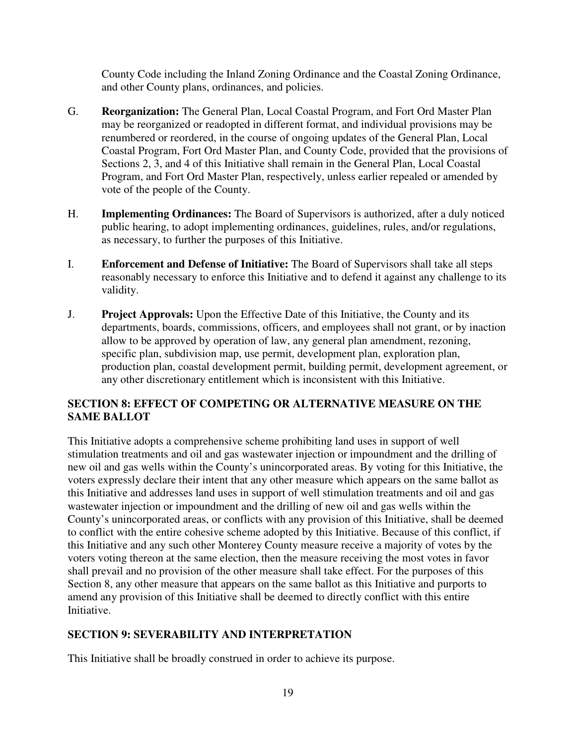County Code including the Inland Zoning Ordinance and the Coastal Zoning Ordinance, and other County plans, ordinances, and policies.

G. **Reorganization:** The General Plan, Local Coastal Program, and Fort Ord Master Plan may be reorganized or readopted in different format, and individual provisions may be renumbered or reordered, in the course of ongoing updates of the General Plan, Local Coastal Program, Fort Ord Master Plan, and County Code, provided that the provisions of Sections 2, 3, and 4 of this Initiative shall remain in the General Plan, Local Coastal Program, and Fort Ord Master Plan, respectively, unless earlier repealed or amended by vote of the people of the County.

H. **Implementing Ordinances:** The Board of Supervisors is authorized, after a duly noticed public hearing, to adopt implementing ordinances, guidelines, rules, and/or regulations, as necessary, to further the purposes of this Initiative.

I. **Enforcement and Defense of Initiative:** The Board of Supervisors shall take all steps reasonably necessary to enforce this Initiative and to defend it against any challenge to its validity.

J. **Project Approvals:** Upon the Effective Date of this Initiative, the County and its departments, boards, commissions, officers, and employees shall not grant, or by inaction allow to be approved by operation of law, any general plan amendment, rezoning, specific plan, subdivision map, use permit, development plan, exploration plan, production plan, coastal development permit, building permit, development agreement, or any other discretionary entitlement which is inconsistent with this Initiative.

## SECTION 8: EFFECT OF COMPETING OR ALTERNATIVE MEASURE ON THE SAME BALLOT

This Initiative adopts a comprehensive scheme prohibiting land uses in support of well stimulation treatments and oil and gas wastewater injection or impoundment and the drilling of new oil and gas wells within the County's unincorporated areas. By voting for this Initiative, the voters expressly declare their intent that any other measure which appears on the same ballot as this Initiative and addresses land uses in support of well stimulation treatments and oil and gas wastewater injection or impoundment and the drilling of new oil and gas wells within the County's unincorporated areas, or conflicts with any provision of this Initiative, shall be deemed to conflict with the entire cohesive scheme adopted by this Initiative. Because of this conflict, if this Initiative and any such other Monterey County measure receive a majority of votes by the voters voting thereon at the same election, then the measure receiving the most votes in favor shall prevail and no provision of the other measure shall take effect. For the purposes of this Section 8, any other measure that appears on the same ballot as this Initiative and purports to amend any provision of this Initiative shall be deemed to directly conflict with this entire Initiative.

## SECTION 9: SEVERABILITY AND INTERPRETATION

This Initiative shall be broadly construed in order to achieve its purpose.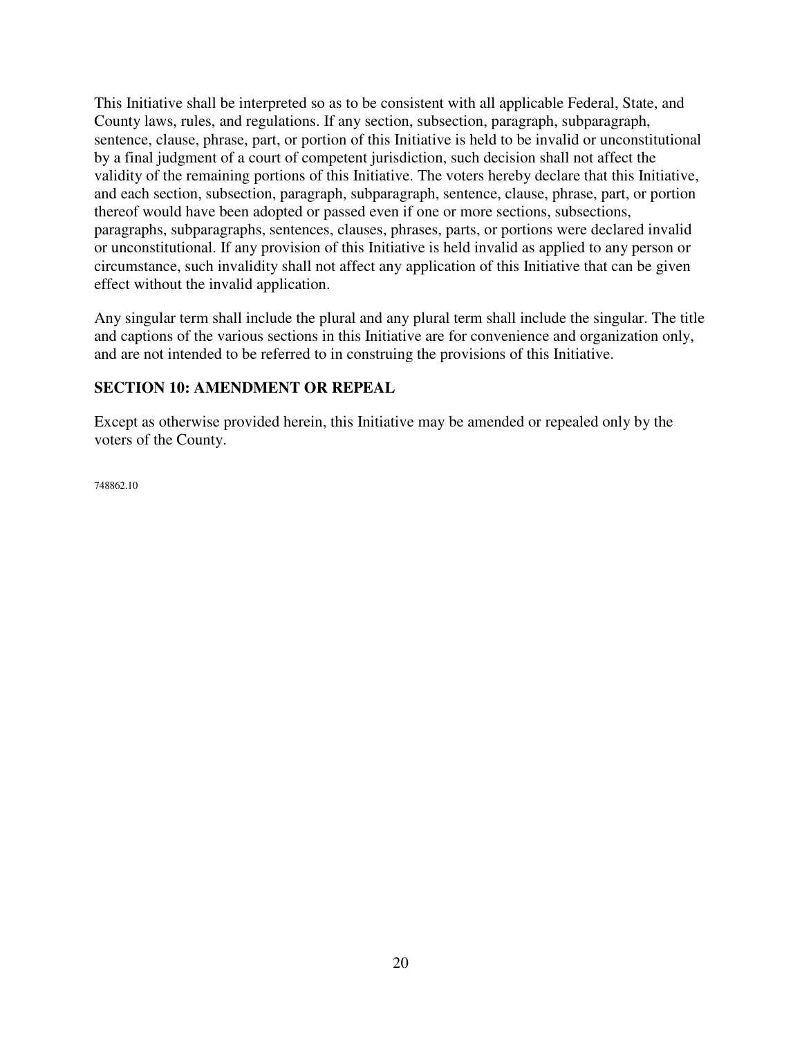This Initiative shall be interpreted so as to be consistent with all applicable Federal, State, and County laws, rules, and regulations. If any section, subsection, paragraph, subparagraph, sentence, clause, phrase, part, or portion of this Initiative is held to be invalid or unconstitutional by a final judgment of a court of competent jurisdiction, such decision shall not affect the validity of the remaining portions of this Initiative. The voters hereby declare that this Initiative, and each section, subsection, paragraph, subparagraph, sentence, clause, phrase, part, or portion thereof would have been adopted or passed even if one or more sections, subsections, paragraphs, subparagraphs, sentences, clauses, phrases, parts, or portions were declared invalid or unconstitutional. If any provision of this Initiative is held invalid as applied to any person or circumstance, such invalidity shall not affect any application of this Initiative that can be given effect without the invalid application.

Any singular term shall include the plural and any plural term shall include the singular. The title and captions of the various sections in this Initiative are for convenience and organization only, and are not intended to be referred to in construing the provisions of this Initiative.

## SECTION 10: AMENDMENT OR REPEAL

Except as otherwise provided herein, this Initiative may be amended or repealed only by the voters of the County.

748862.10